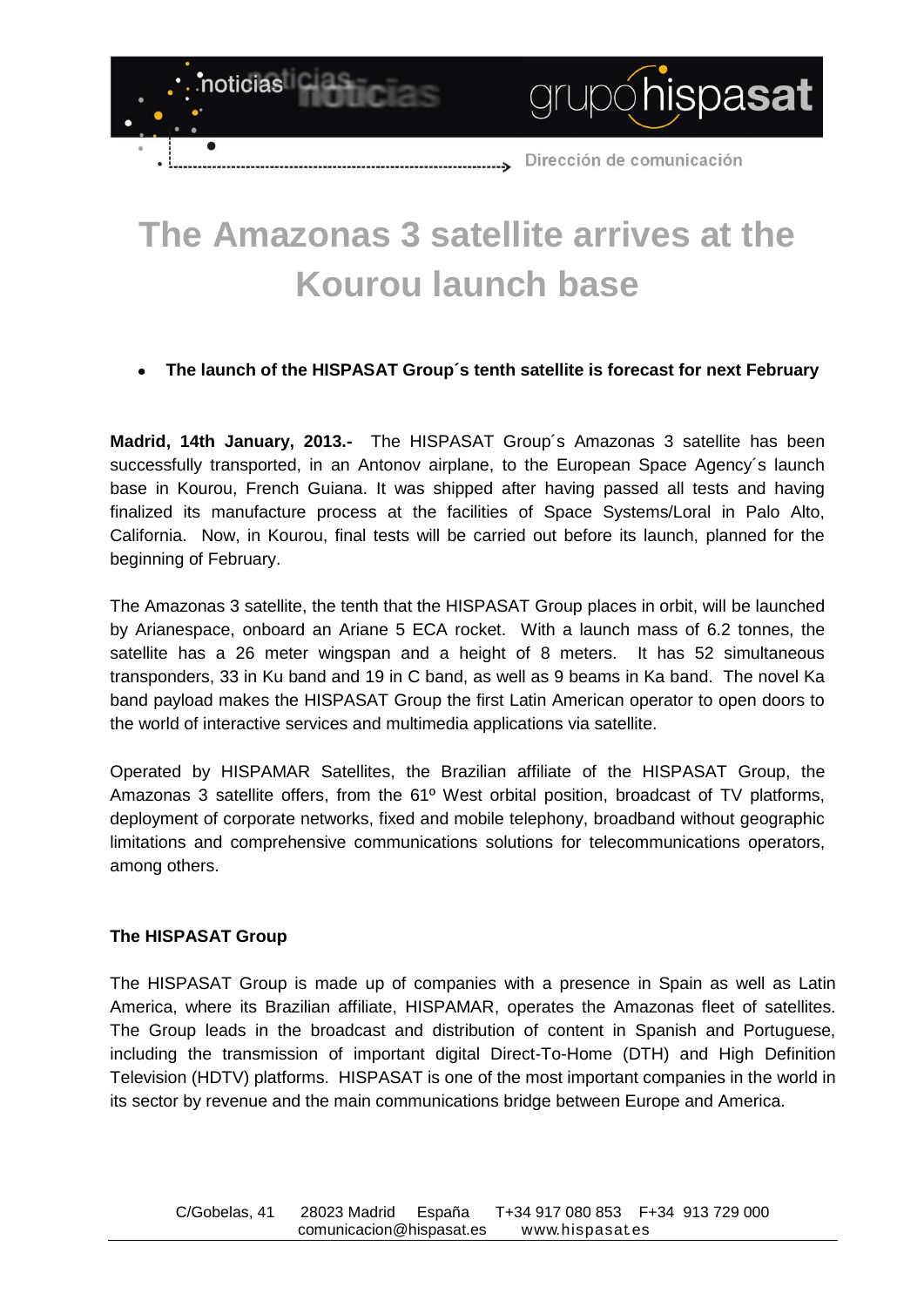# The Amazonas 3 satellite arrives at the Kourou launch base

- **The launch of the HISPASAT Group´s tenth satellite is forecast for next February**

**Madrid, 14th January, 2013.-** The HISPASAT Group´s Amazonas 3 satellite has been successfully transported, in an Antonov airplane, to the European Space Agency´s launch base in Kourou, French Guiana. It was shipped after having passed all tests and having finalized its manufacture process at the facilities of Space Systems/Loral in Palo Alto, California. Now, in Kourou, final tests will be carried out before its launch, planned for the beginning of February.

The Amazonas 3 satellite, the tenth that the HISPASAT Group places in orbit, will be launched by Arianespace, onboard an Ariane 5 ECA rocket. With a launch mass of 6.2 tonnes, the satellite has a 26 meter wingspan and a height of 8 meters. It has 52 simultaneous transponders, 33 in Ku band and 19 in C band, as well as 9 beams in Ka band. The novel Ka band payload makes the HISPASAT Group the first Latin American operator to open doors to the world of interactive services and multimedia applications via satellite.

Operated by HISPAMAR Satellites, the Brazilian affiliate of the HISPASAT Group, the Amazonas 3 satellite offers, from the 61º West orbital position, broadcast of TV platforms, deployment of corporate networks, fixed and mobile telephony, broadband without geographic limitations and comprehensive communications solutions for telecommunications operators, among others.

**The HISPASAT Group**

The HISPASAT Group is made up of companies with a presence in Spain as well as Latin America, where its Brazilian affiliate, HISPAMAR, operates the Amazonas fleet of satellites. The Group leads in the broadcast and distribution of content in Spanish and Portuguese, including the transmission of important digital Direct-To-Home (DTH) and High Definition Television (HDTV) platforms. HISPASAT is one of the most important companies in the world in its sector by revenue and the main communications bridge between Europe and America.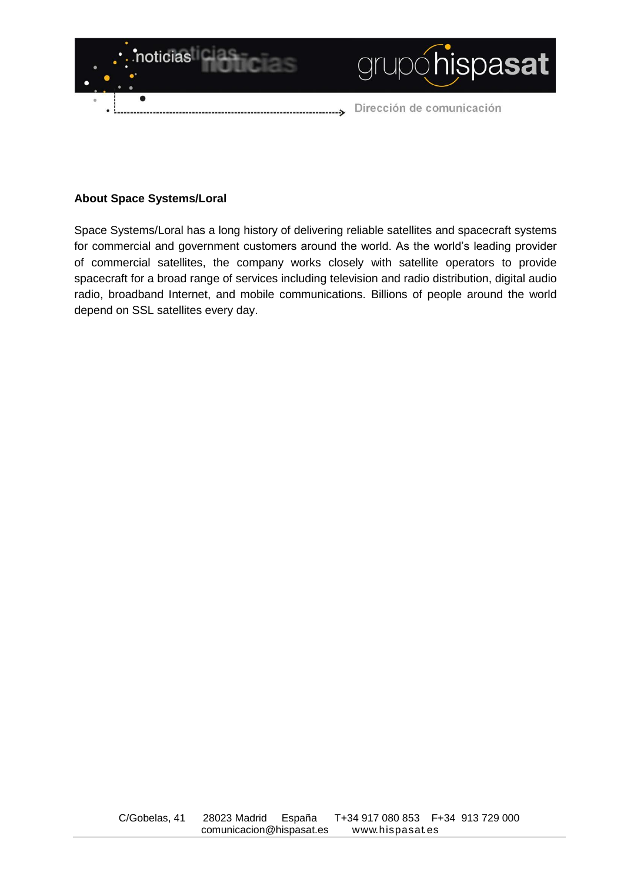**About Space Systems/Loral**

Space Systems/Loral has a long history of delivering reliable satellites and spacecraft systems for commercial and government customers around the world. As the world's leading provider of commercial satellites, the company works closely with satellite operators to provide spacecraft for a broad range of services including television and radio distribution, digital audio radio, broadband Internet, and mobile communications. Billions of people around the world depend on SSL satellites every day.